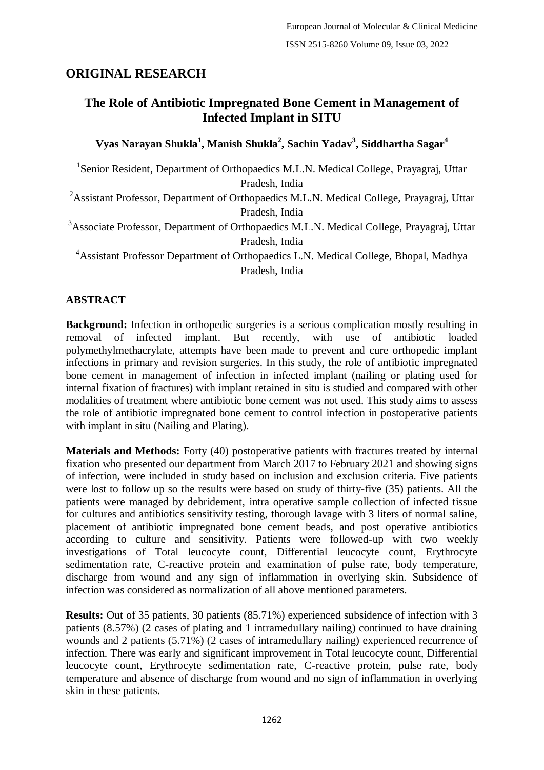## ORIGINAL RESEARCH

# The Role of Antibiotic Impregnated Bone Cement in Management of Infected Implant in SITU

**Vyas Narayan Shukla[1], Manish Shukla[2], Sachin Yadav[3], Siddhartha Sagar[4]**

[1]Senior Resident, Department of Orthopaedics M.L.N. Medical College, Prayagraj, Uttar Pradesh, India

[2]Assistant Professor, Department of Orthopaedics M.L.N. Medical College, Prayagraj, Uttar Pradesh, India

[3]Associate Professor, Department of Orthopaedics M.L.N. Medical College, Prayagraj, Uttar Pradesh, India

[4]Assistant Professor Department of Orthopaedics L.N. Medical College, Bhopal, Madhya Pradesh, India

## ABSTRACT

**Background:** Infection in orthopedic surgeries is a serious complication mostly resulting in removal of infected implant. But recently, with use of antibiotic loaded polymethylmethacrylate, attempts have been made to prevent and cure orthopedic implant infections in primary and revision surgeries. In this study, the role of antibiotic impregnated bone cement in management of infection in infected implant (nailing or plating used for internal fixation of fractures) with implant retained in situ is studied and compared with other modalities of treatment where antibiotic bone cement was not used. This study aims to assess the role of antibiotic impregnated bone cement to control infection in postoperative patients with implant in situ (Nailing and Plating).

**Materials and Methods:** Forty (40) postoperative patients with fractures treated by internal fixation who presented our department from March 2017 to February 2021 and showing signs of infection, were included in study based on inclusion and exclusion criteria. Five patients were lost to follow up so the results were based on study of thirty-five (35) patients. All the patients were managed by debridement, intra operative sample collection of infected tissue for cultures and antibiotics sensitivity testing, thorough lavage with 3 liters of normal saline, placement of antibiotic impregnated bone cement beads, and post operative antibiotics according to culture and sensitivity. Patients were followed-up with two weekly investigations of Total leucocyte count, Differential leucocyte count, Erythrocyte sedimentation rate, C-reactive protein and examination of pulse rate, body temperature, discharge from wound and any sign of inflammation in overlying skin. Subsidence of infection was considered as normalization of all above mentioned parameters.

**Results:** Out of 35 patients, 30 patients (85.71%) experienced subsidence of infection with 3 patients (8.57%) (2 cases of plating and 1 intramedullary nailing) continued to have draining wounds and 2 patients (5.71%) (2 cases of intramedullary nailing) experienced recurrence of infection. There was early and significant improvement in Total leucocyte count, Differential leucocyte count, Erythrocyte sedimentation rate, C-reactive protein, pulse rate, body temperature and absence of discharge from wound and no sign of inflammation in overlying skin in these patients.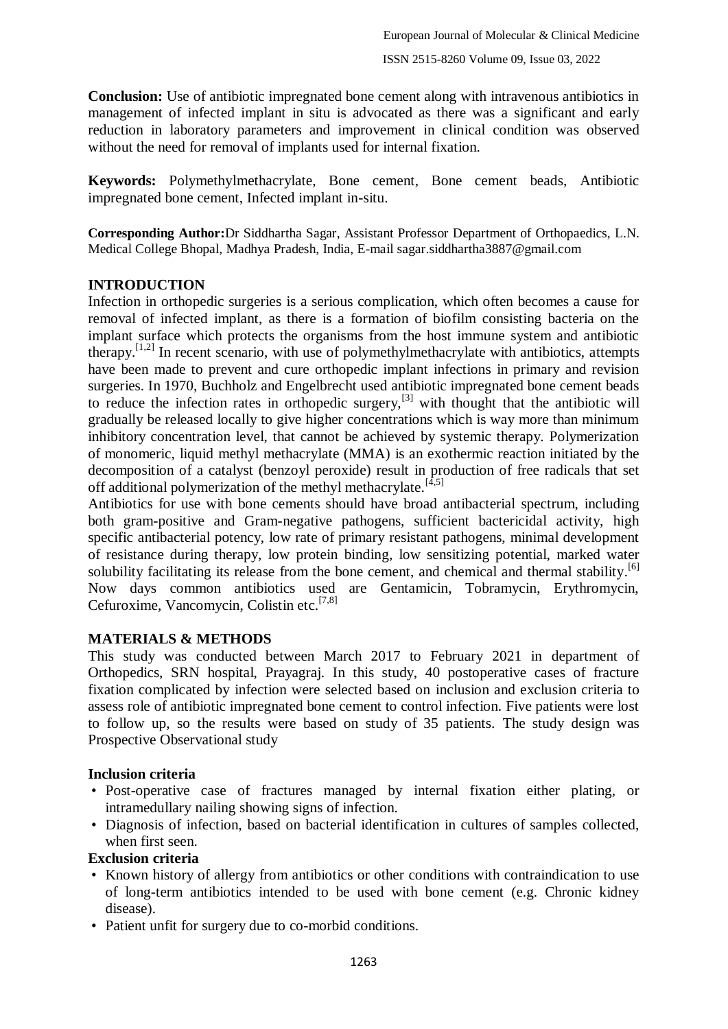**Conclusion:** Use of antibiotic impregnated bone cement along with intravenous antibiotics in management of infected implant in situ is advocated as there was a significant and early reduction in laboratory parameters and improvement in clinical condition was observed without the need for removal of implants used for internal fixation.

**Keywords:** Polymethylmethacrylate, Bone cement, Bone cement beads, Antibiotic impregnated bone cement, Infected implant in-situ.

**Corresponding Author:** Dr Siddhartha Sagar, Assistant Professor Department of Orthopaedics, L.N. Medical College Bhopal, Madhya Pradesh, India, E-mail sagar.siddhartha3887@gmail.com

## INTRODUCTION

Infection in orthopedic surgeries is a serious complication, which often becomes a cause for removal of infected implant, as there is a formation of biofilm consisting bacteria on the implant surface which protects the organisms from the host immune system and antibiotic therapy.[1,2] In recent scenario, with use of polymethylmethacrylate with antibiotics, attempts have been made to prevent and cure orthopedic implant infections in primary and revision surgeries. In 1970, Buchholz and Engelbrecht used antibiotic impregnated bone cement beads to reduce the infection rates in orthopedic surgery,[3] with thought that the antibiotic will gradually be released locally to give higher concentrations which is way more than minimum inhibitory concentration level, that cannot be achieved by systemic therapy. Polymerization of monomeric, liquid methyl methacrylate (MMA) is an exothermic reaction initiated by the decomposition of a catalyst (benzoyl peroxide) result in production of free radicals that set off additional polymerization of the methyl methacrylate.[4,5]

Antibiotics for use with bone cements should have broad antibacterial spectrum, including both gram-positive and Gram-negative pathogens, sufficient bactericidal activity, high specific antibacterial potency, low rate of primary resistant pathogens, minimal development of resistance during therapy, low protein binding, low sensitizing potential, marked water solubility facilitating its release from the bone cement, and chemical and thermal stability.[6] Now days common antibiotics used are Gentamicin, Tobramycin, Erythromycin, Cefuroxime, Vancomycin, Colistin etc.[7,8]

## MATERIALS & METHODS

This study was conducted between March 2017 to February 2021 in department of Orthopedics, SRN hospital, Prayagraj. In this study, 40 postoperative cases of fracture fixation complicated by infection were selected based on inclusion and exclusion criteria to assess role of antibiotic impregnated bone cement to control infection. Five patients were lost to follow up, so the results were based on study of 35 patients. The study design was Prospective Observational study

### Inclusion criteria

- Post-operative case of fractures managed by internal fixation either plating, or intramedullary nailing showing signs of infection.
- Diagnosis of infection, based on bacterial identification in cultures of samples collected, when first seen.

### Exclusion criteria

- Known history of allergy from antibiotics or other conditions with contraindication to use of long-term antibiotics intended to be used with bone cement (e.g. Chronic kidney disease).
- Patient unfit for surgery due to co-morbid conditions.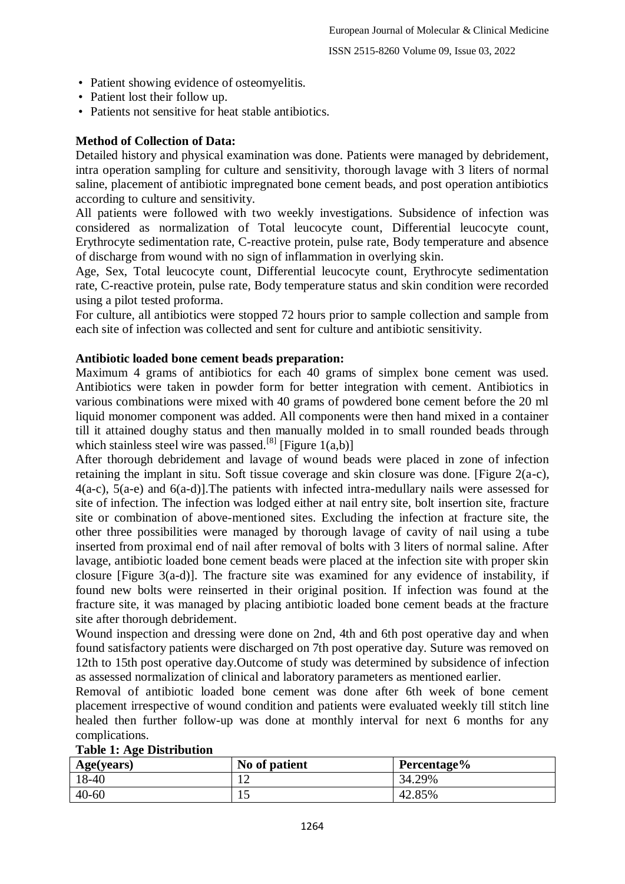- Patient showing evidence of osteomyelitis.
- Patient lost their follow up.
- Patients not sensitive for heat stable antibiotics.

**Method of Collection of Data:**

Detailed history and physical examination was done. Patients were managed by debridement, intra operation sampling for culture and sensitivity, thorough lavage with 3 liters of normal saline, placement of antibiotic impregnated bone cement beads, and post operation antibiotics according to culture and sensitivity.

All patients were followed with two weekly investigations. Subsidence of infection was considered as normalization of Total leucocyte count, Differential leucocyte count, Erythrocyte sedimentation rate, C-reactive protein, pulse rate, Body temperature and absence of discharge from wound with no sign of inflammation in overlying skin.

Age, Sex, Total leucocyte count, Differential leucocyte count, Erythrocyte sedimentation rate, C-reactive protein, pulse rate, Body temperature status and skin condition were recorded using a pilot tested proforma.

For culture, all antibiotics were stopped 72 hours prior to sample collection and sample from each site of infection was collected and sent for culture and antibiotic sensitivity.

**Antibiotic loaded bone cement beads preparation:**

Maximum 4 grams of antibiotics for each 40 grams of simplex bone cement was used. Antibiotics were taken in powder form for better integration with cement. Antibiotics in various combinations were mixed with 40 grams of powdered bone cement before the 20 ml liquid monomer component was added. All components were then hand mixed in a container till it attained doughy status and then manually molded in to small rounded beads through which stainless steel wire was passed.[8] [Figure 1(a,b)]

After thorough debridement and lavage of wound beads were placed in zone of infection retaining the implant in situ. Soft tissue coverage and skin closure was done. [Figure 2(a-c), 4(a-c), 5(a-e) and 6(a-d)].The patients with infected intra-medullary nails were assessed for site of infection. The infection was lodged either at nail entry site, bolt insertion site, fracture site or combination of above-mentioned sites. Excluding the infection at fracture site, the other three possibilities were managed by thorough lavage of cavity of nail using a tube inserted from proximal end of nail after removal of bolts with 3 liters of normal saline. After lavage, antibiotic loaded bone cement beads were placed at the infection site with proper skin closure [Figure 3(a-d)]. The fracture site was examined for any evidence of instability, if found new bolts were reinserted in their original position. If infection was found at the fracture site, it was managed by placing antibiotic loaded bone cement beads at the fracture site after thorough debridement.

Wound inspection and dressing were done on 2nd, 4th and 6th post operative day and when found satisfactory patients were discharged on 7th post operative day. Suture was removed on 12th to 15th post operative day.Outcome of study was determined by subsidence of infection as assessed normalization of clinical and laboratory parameters as mentioned earlier.

Removal of antibiotic loaded bone cement was done after 6th week of bone cement placement irrespective of wound condition and patients were evaluated weekly till stitch line healed then further follow-up was done at monthly interval for next 6 months for any complications.

**Table 1: Age Distribution**

| Age(years) | No of patient | Percentage% |
|---|---|---|
| 18-40 | 12 | 34.29% |
| 40-60 | 15 | 42.85% |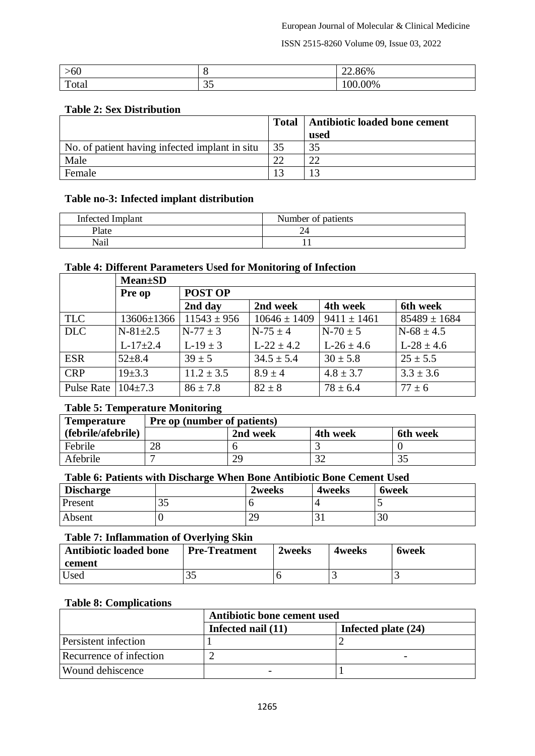| >60 | 8 | 22.86% |
|---|---|---|
| Total | 35 | 100.00% |

**Table 2: Sex Distribution**

| | Total | Antibiotic loaded bone cement used |
|---|---|---|
| No. of patient having infected implant in situ | 35 | 35 |
| Male | 22 | 22 |
| Female | 13 | 13 |

**Table no-3: Infected implant distribution**

| Infected Implant | Number of patients |
|---|---|
| Plate | 24 |
| Nail | 11 |

**Table 4: Different Parameters Used for Monitoring of Infection**

| | Mean±SD | | | | |
|---|---|---|---|---|---|
| | Pre op | POST OP | | | |
| | | 2nd day | 2nd week | 4th week | 6th week |
| TLC | 13606±1366 | 11543 ± 956 | 10646 ± 1409 | 9411 ± 1461 | 85489 ± 1684 |
| DLC | N-81±2.5<br>L-17±2.4 | N-77 ± 3<br>L-19 ± 3 | N-75 ± 4<br>L-22 ± 4.2 | N-70 ± 5<br>L-26 ± 4.6 | N-68 ± 4.5<br>L-28 ± 4.6 |
| ESR | 52±8.4 | 39 ± 5 | 34.5 ± 5.4 | 30 ± 5.8 | 25 ± 5.5 |
| CRP | 19±3.3 | 11.2 ± 3.5 | 8.9 ± 4 | 4.8 ± 3.7 | 3.3 ± 3.6 |
| Pulse Rate | 104±7.3 | 86 ± 7.8 | 82 ± 8 | 78 ± 6.4 | 77 ± 6 |

**Table 5: Temperature Monitoring**

| Temperature (febrile/afebrile) | Pre op (number of patients) | | | |
|---|---|---|---|---|
| | | 2nd week | 4th week | 6th week |
| Febrile | 28 | 6 | 3 | 0 |
| Afebrile | 7 | 29 | 32 | 35 |

**Table 6: Patients with Discharge When Bone Antibiotic Bone Cement Used**

| Discharge | | 2weeks | 4weeks | 6week |
|---|---|---|---|---|
| Present | 35 | 6 | 4 | 5 |
| Absent | 0 | 29 | 31 | 30 |

**Table 7: Inflammation of Overlying Skin**

| Antibiotic loaded bone cement | Pre-Treatment | 2weeks | 4weeks | 6week |
|---|---|---|---|---|
| Used | 35 | 6 | 3 | 3 |

**Table 8: Complications**

| | Antibiotic bone cement used | |
|---|---|---|
| | Infected nail (11) | Infected plate (24) |
| Persistent infection | 1 | 2 |
| Recurrence of infection | 2 | - |
| Wound dehiscence | - | 1 |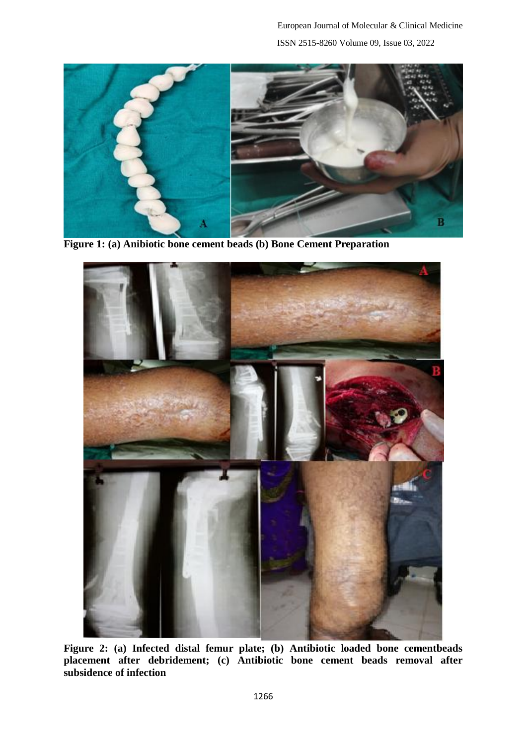**Figure 1: (a) Anibiotic bone cement beads (b) Bone Cement Preparation**

**Figure 2: (a) Infected distal femur plate; (b) Antibiotic loaded bone cementbeads placement after debridement; (c) Antibiotic bone cement beads removal after subsidence of infection**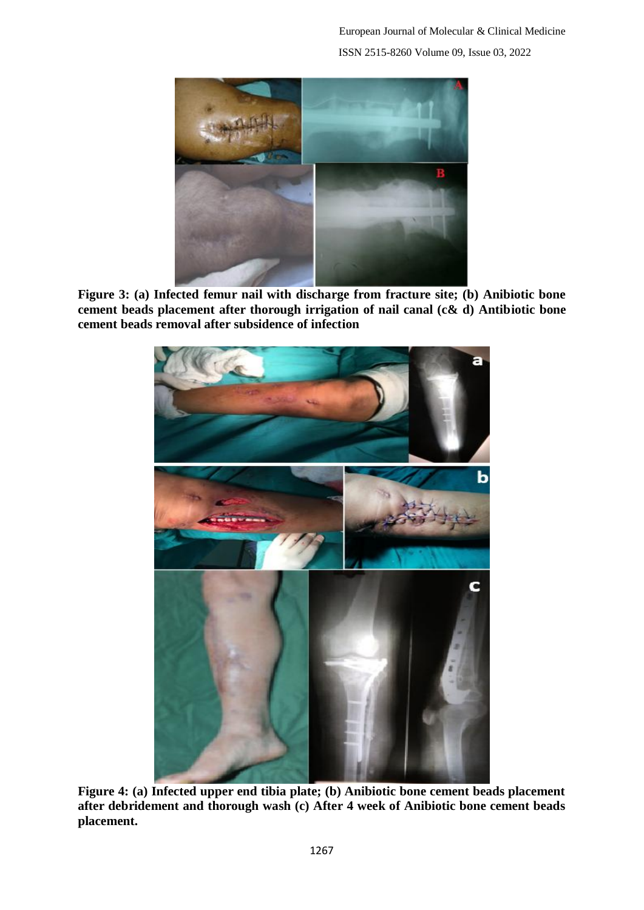**Figure 3: (a) Infected femur nail with discharge from fracture site; (b) Anibiotic bone cement beads placement after thorough irrigation of nail canal (c& d) Antibiotic bone cement beads removal after subsidence of infection**

**Figure 4: (a) Infected upper end tibia plate; (b) Anibiotic bone cement beads placement after debridement and thorough wash (c) After 4 week of Anibiotic bone cement beads placement.**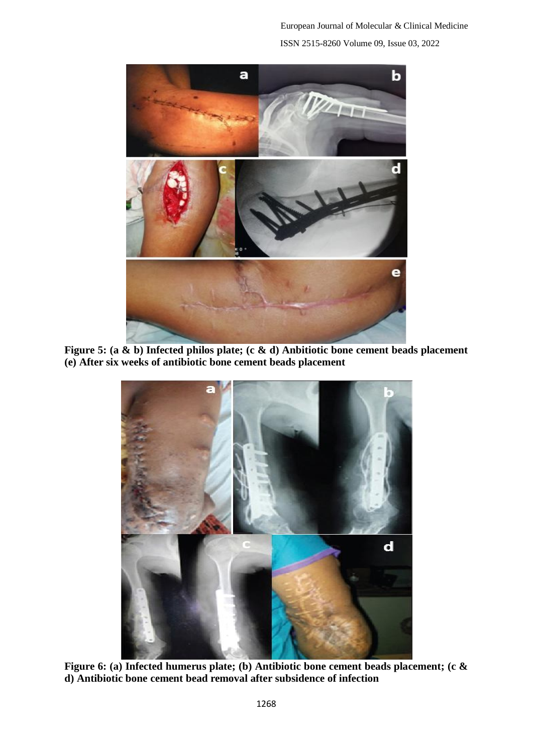**Figure 5: (a & b) Infected philos plate; (c & d) Anbitiotic bone cement beads placement (e) After six weeks of antibiotic bone cement beads placement**

**Figure 6: (a) Infected humerus plate; (b) Antibiotic bone cement beads placement; (c & d) Antibiotic bone cement bead removal after subsidence of infection**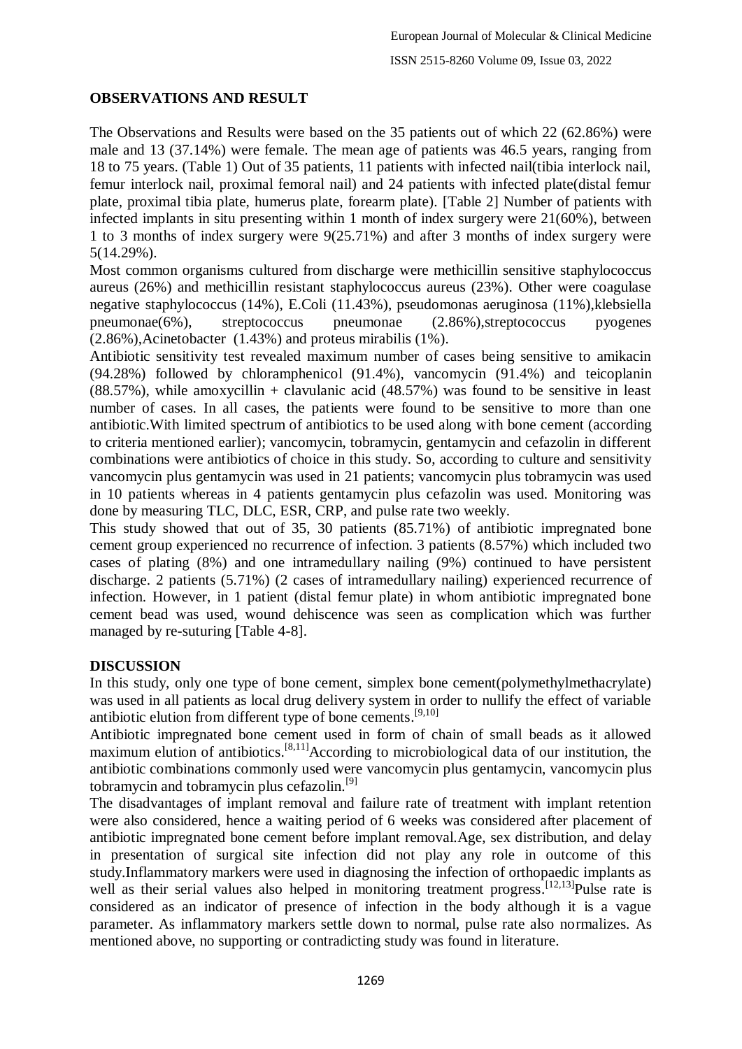## OBSERVATIONS AND RESULT

The Observations and Results were based on the 35 patients out of which 22 (62.86%) were male and 13 (37.14%) were female. The mean age of patients was 46.5 years, ranging from 18 to 75 years. (Table 1) Out of 35 patients, 11 patients with infected nail(tibia interlock nail, femur interlock nail, proximal femoral nail) and 24 patients with infected plate(distal femur plate, proximal tibia plate, humerus plate, forearm plate). [Table 2] Number of patients with infected implants in situ presenting within 1 month of index surgery were 21(60%), between 1 to 3 months of index surgery were 9(25.71%) and after 3 months of index surgery were 5(14.29%).

Most common organisms cultured from discharge were methicillin sensitive staphylococcus aureus (26%) and methicillin resistant staphylococcus aureus (23%). Other were coagulase negative staphylococcus (14%), E.Coli (11.43%), pseudomonas aeruginosa (11%),klebsiella pneumonae(6%), streptococcus pneumonae (2.86%),streptococcus pyogenes (2.86%),Acinetobacter (1.43%) and proteus mirabilis (1%).

Antibiotic sensitivity test revealed maximum number of cases being sensitive to amikacin (94.28%) followed by chloramphenicol (91.4%), vancomycin (91.4%) and teicoplanin (88.57%), while amoxycillin + clavulanic acid (48.57%) was found to be sensitive in least number of cases. In all cases, the patients were found to be sensitive to more than one antibiotic.With limited spectrum of antibiotics to be used along with bone cement (according to criteria mentioned earlier); vancomycin, tobramycin, gentamycin and cefazolin in different combinations were antibiotics of choice in this study. So, according to culture and sensitivity vancomycin plus gentamycin was used in 21 patients; vancomycin plus tobramycin was used in 10 patients whereas in 4 patients gentamycin plus cefazolin was used. Monitoring was done by measuring TLC, DLC, ESR, CRP, and pulse rate two weekly.

This study showed that out of 35, 30 patients (85.71%) of antibiotic impregnated bone cement group experienced no recurrence of infection. 3 patients (8.57%) which included two cases of plating (8%) and one intramedullary nailing (9%) continued to have persistent discharge. 2 patients (5.71%) (2 cases of intramedullary nailing) experienced recurrence of infection. However, in 1 patient (distal femur plate) in whom antibiotic impregnated bone cement bead was used, wound dehiscence was seen as complication which was further managed by re-suturing [Table 4-8].

## DISCUSSION

In this study, only one type of bone cement, simplex bone cement(polymethylmethacrylate) was used in all patients as local drug delivery system in order to nullify the effect of variable antibiotic elution from different type of bone cements.[9,10]

Antibiotic impregnated bone cement used in form of chain of small beads as it allowed maximum elution of antibiotics.[8,11]According to microbiological data of our institution, the antibiotic combinations commonly used were vancomycin plus gentamycin, vancomycin plus tobramycin and tobramycin plus cefazolin.[9]

The disadvantages of implant removal and failure rate of treatment with implant retention were also considered, hence a waiting period of 6 weeks was considered after placement of antibiotic impregnated bone cement before implant removal.Age, sex distribution, and delay in presentation of surgical site infection did not play any role in outcome of this study.Inflammatory markers were used in diagnosing the infection of orthopaedic implants as well as their serial values also helped in monitoring treatment progress.[12,13]Pulse rate is considered as an indicator of presence of infection in the body although it is a vague parameter. As inflammatory markers settle down to normal, pulse rate also normalizes. As mentioned above, no supporting or contradicting study was found in literature.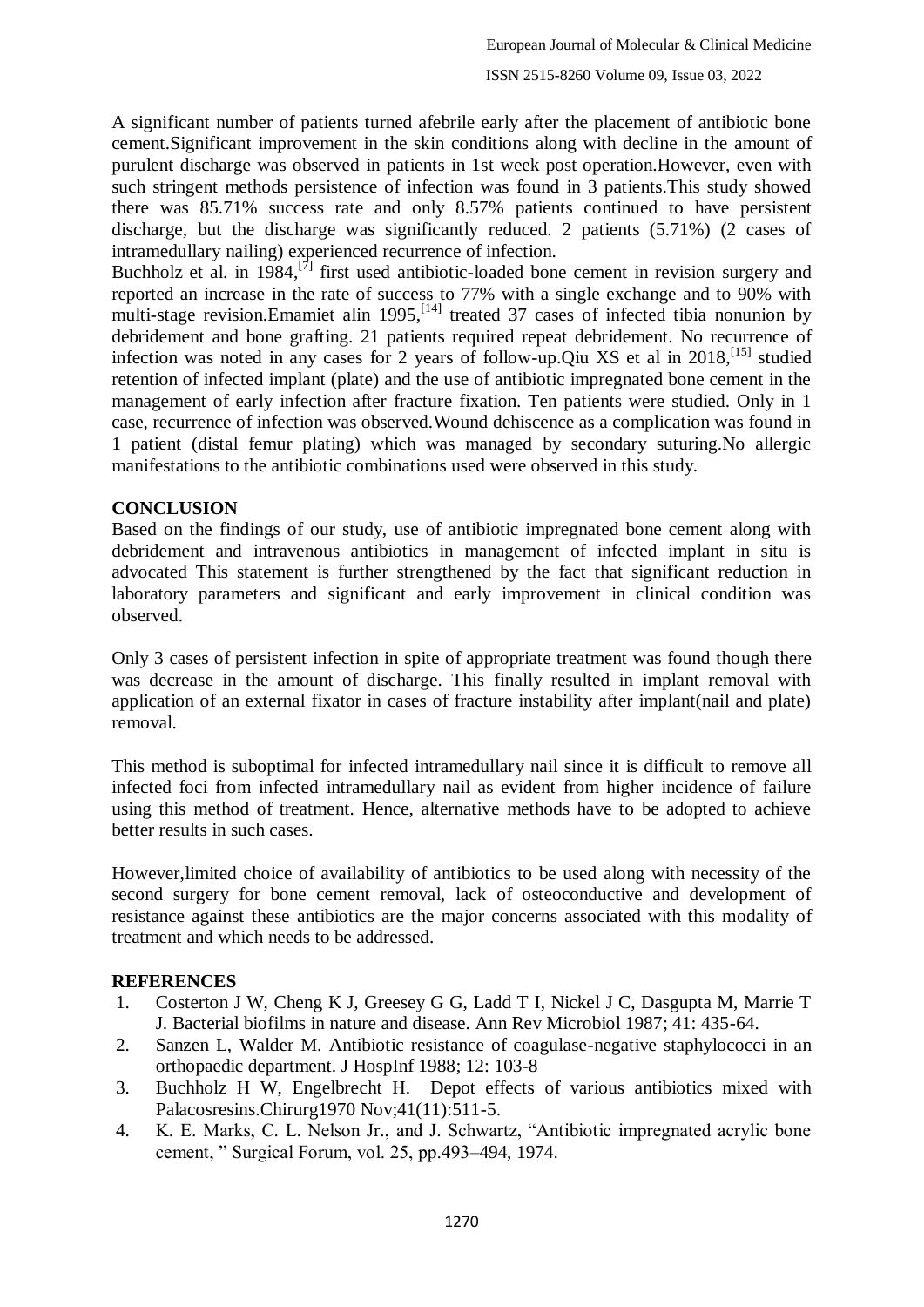A significant number of patients turned afebrile early after the placement of antibiotic bone cement.Significant improvement in the skin conditions along with decline in the amount of purulent discharge was observed in patients in 1st week post operation.However, even with such stringent methods persistence of infection was found in 3 patients.This study showed there was 85.71% success rate and only 8.57% patients continued to have persistent discharge, but the discharge was significantly reduced. 2 patients (5.71%) (2 cases of intramedullary nailing) experienced recurrence of infection.

Buchholz et al. in 1984,[7] first used antibiotic-loaded bone cement in revision surgery and reported an increase in the rate of success to 77% with a single exchange and to 90% with multi-stage revision.Emamiet alin 1995,[14] treated 37 cases of infected tibia nonunion by debridement and bone grafting. 21 patients required repeat debridement. No recurrence of infection was noted in any cases for 2 years of follow-up.Qiu XS et al in 2018,[15] studied retention of infected implant (plate) and the use of antibiotic impregnated bone cement in the management of early infection after fracture fixation. Ten patients were studied. Only in 1 case, recurrence of infection was observed.Wound dehiscence as a complication was found in 1 patient (distal femur plating) which was managed by secondary suturing.No allergic manifestations to the antibiotic combinations used were observed in this study.

**CONCLUSION**

Based on the findings of our study, use of antibiotic impregnated bone cement along with debridement and intravenous antibiotics in management of infected implant in situ is advocated This statement is further strengthened by the fact that significant reduction in laboratory parameters and significant and early improvement in clinical condition was observed.

Only 3 cases of persistent infection in spite of appropriate treatment was found though there was decrease in the amount of discharge. This finally resulted in implant removal with application of an external fixator in cases of fracture instability after implant(nail and plate) removal.

This method is suboptimal for infected intramedullary nail since it is difficult to remove all infected foci from infected intramedullary nail as evident from higher incidence of failure using this method of treatment. Hence, alternative methods have to be adopted to achieve better results in such cases.

However,limited choice of availability of antibiotics to be used along with necessity of the second surgery for bone cement removal, lack of osteoconductive and development of resistance against these antibiotics are the major concerns associated with this modality of treatment and which needs to be addressed.

**REFERENCES**

1. Costerton J W, Cheng K J, Greesey G G, Ladd T I, Nickel J C, Dasgupta M, Marrie T J. Bacterial biofilms in nature and disease. Ann Rev Microbiol 1987; 41: 435-64.
2. Sanzen L, Walder M. Antibiotic resistance of coagulase-negative staphylococci in an orthopaedic department. J HospInf 1988; 12: 103-8
3. Buchholz H W, Engelbrecht H. Depot effects of various antibiotics mixed with Palacosresins.Chirurg1970 Nov;41(11):511-5.
4. K. E. Marks, C. L. Nelson Jr., and J. Schwartz, "Antibiotic impregnated acrylic bone cement, " Surgical Forum, vol. 25, pp.493–494, 1974.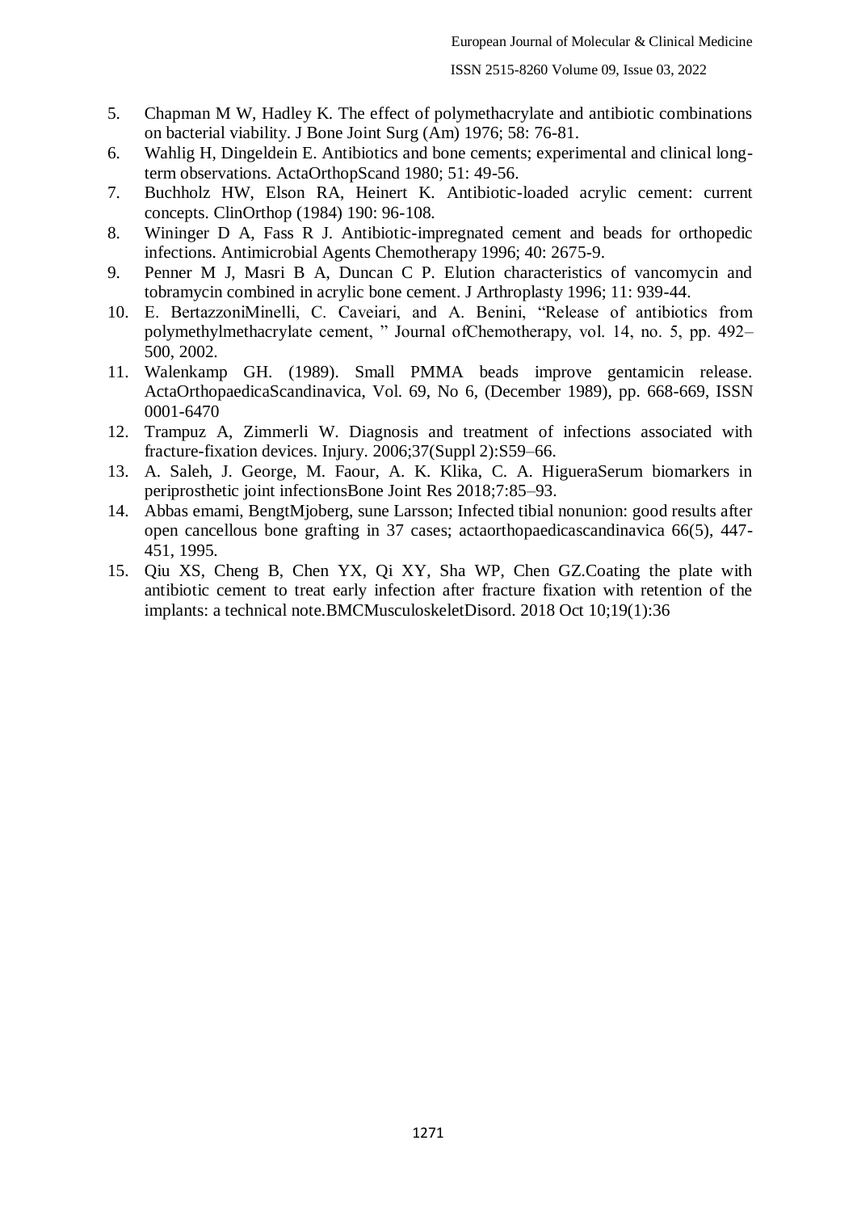5. Chapman M W, Hadley K. The effect of polymethacrylate and antibiotic combinations on bacterial viability. J Bone Joint Surg (Am) 1976; 58: 76-81.
6. Wahlig H, Dingeldein E. Antibiotics and bone cements; experimental and clinical long-term observations. ActaOrthopScand 1980; 51: 49-56.
7. Buchholz HW, Elson RA, Heinert K. Antibiotic-loaded acrylic cement: current concepts. ClinOrthop (1984) 190: 96-108.
8. Wininger D A, Fass R J. Antibiotic-impregnated cement and beads for orthopedic infections. Antimicrobial Agents Chemotherapy 1996; 40: 2675-9.
9. Penner M J, Masri B A, Duncan C P. Elution characteristics of vancomycin and tobramycin combined in acrylic bone cement. J Arthroplasty 1996; 11: 939-44.
10. E. BertazzoniMinelli, C. Caveiari, and A. Benini, "Release of antibiotics from polymethylmethacrylate cement, " Journal ofChemotherapy, vol. 14, no. 5, pp. 492–500, 2002.
11. Walenkamp GH. (1989). Small PMMA beads improve gentamicin release. ActaOrthopaedicaScandinavica, Vol. 69, No 6, (December 1989), pp. 668-669, ISSN 0001-6470
12. Trampuz A, Zimmerli W. Diagnosis and treatment of infections associated with fracture-fixation devices. Injury. 2006;37(Suppl 2):S59–66.
13. A. Saleh, J. George, M. Faour, A. K. Klika, C. A. HigueraSerum biomarkers in periprosthetic joint infectionsBone Joint Res 2018;7:85–93.
14. Abbas emami, BengtMjoberg, sune Larsson; Infected tibial nonunion: good results after open cancellous bone grafting in 37 cases; actaorthopaedicascandinavica 66(5), 447-451, 1995.
15. Qiu XS, Cheng B, Chen YX, Qi XY, Sha WP, Chen GZ.Coating the plate with antibiotic cement to treat early infection after fracture fixation with retention of the implants: a technical note.BMCMusculoskeletDisord. 2018 Oct 10;19(1):36